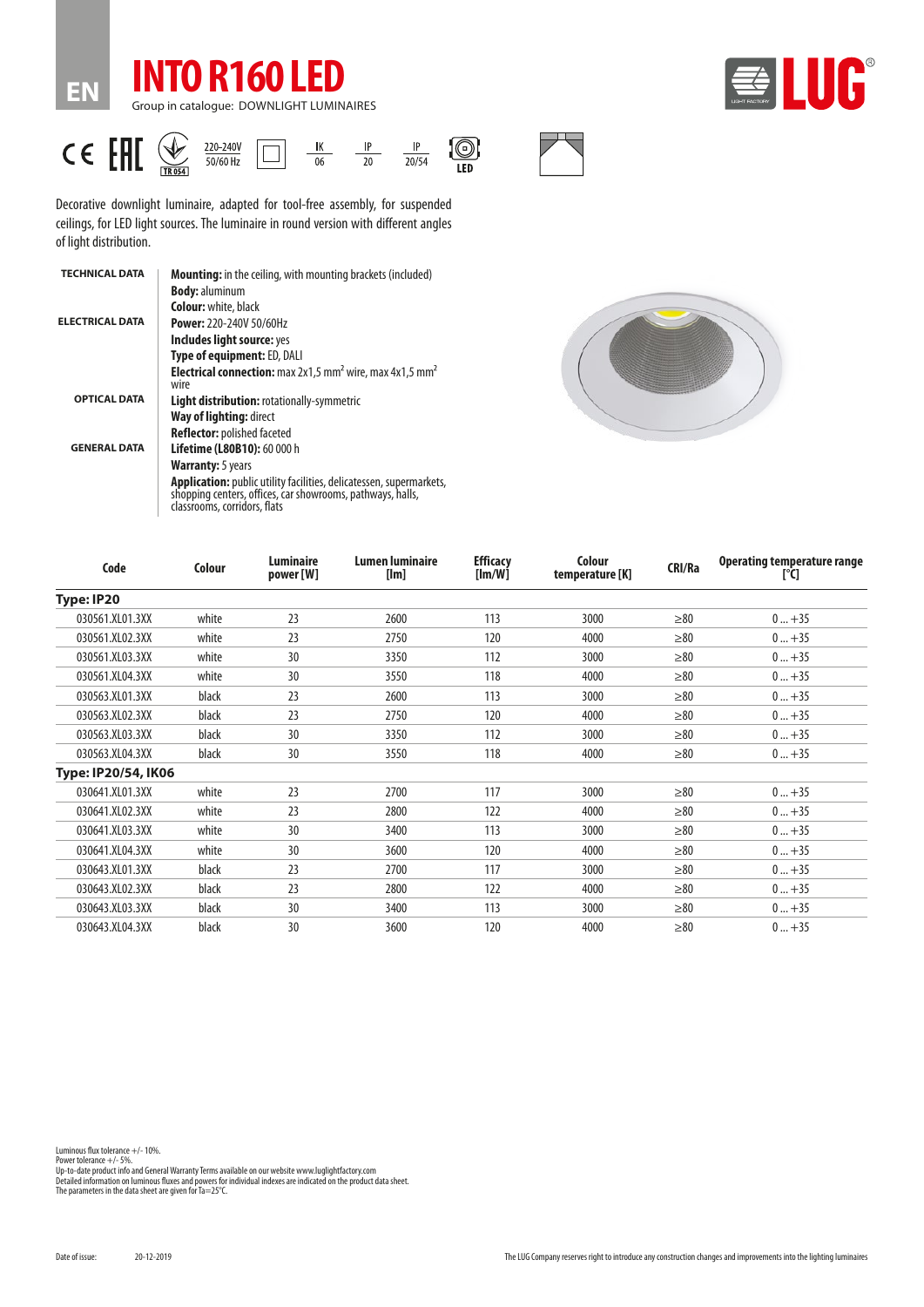EN

# INTO R160 LED

Group in catalogue: DOWNLIGHT LUMINAIRES

220-240V 50/60 Hz | IK 06 | IP 20 | IP 20/54 | LED

Decorative downlight luminaire, adapted for tool-free assembly, for suspended ceilings, for LED light sources. The luminaire in round version with different angles of light distribution.

**TECHNICAL DATA**

**Mounting:** in the ceiling, with mounting brackets (included)
**Body:** aluminum
**Colour:** white, black

**ELECTRICAL DATA**

**Power:** 220-240V 50/60Hz
**Includes light source:** yes
**Type of equipment:** ED, DALI
**Electrical connection:** max 2x1,5 mm² wire, max 4x1,5 mm² wire

**OPTICAL DATA**

**Light distribution:** rotationally-symmetric
**Way of lighting:** direct
**Reflector:** polished faceted

**GENERAL DATA**

**Lifetime (L80B10):** 60 000 h
**Warranty:** 5 years
**Application:** public utility facilities, delicatessen, supermarkets, shopping centers, offices, car showrooms, pathways, halls, classrooms, corridors, flats

| Code | Colour | Luminaire power [W] | Lumen luminaire [lm] | Efficacy [lm/W] | Colour temperature [K] | CRI/Ra | Operating temperature range [°C] |
|---|---|---|---|---|---|---|---|
| **Type: IP20** | | | | | | | |
| 030561.XL01.3XX | white | 23 | 2600 | 113 | 3000 | ≥80 | 0 ... +35 |
| 030561.XL02.3XX | white | 23 | 2750 | 120 | 4000 | ≥80 | 0 ... +35 |
| 030561.XL03.3XX | white | 30 | 3350 | 112 | 3000 | ≥80 | 0 ... +35 |
| 030561.XL04.3XX | white | 30 | 3550 | 118 | 4000 | ≥80 | 0 ... +35 |
| 030563.XL01.3XX | black | 23 | 2600 | 113 | 3000 | ≥80 | 0 ... +35 |
| 030563.XL02.3XX | black | 23 | 2750 | 120 | 4000 | ≥80 | 0 ... +35 |
| 030563.XL03.3XX | black | 30 | 3350 | 112 | 3000 | ≥80 | 0 ... +35 |
| 030563.XL04.3XX | black | 30 | 3550 | 118 | 4000 | ≥80 | 0 ... +35 |
| **Type: IP20/54, IK06** | | | | | | | |
| 030641.XL01.3XX | white | 23 | 2700 | 117 | 3000 | ≥80 | 0 ... +35 |
| 030641.XL02.3XX | white | 23 | 2800 | 122 | 4000 | ≥80 | 0 ... +35 |
| 030641.XL03.3XX | white | 30 | 3400 | 113 | 3000 | ≥80 | 0 ... +35 |
| 030641.XL04.3XX | white | 30 | 3600 | 120 | 4000 | ≥80 | 0 ... +35 |
| 030643.XL01.3XX | black | 23 | 2700 | 117 | 3000 | ≥80 | 0 ... +35 |
| 030643.XL02.3XX | black | 23 | 2800 | 122 | 4000 | ≥80 | 0 ... +35 |
| 030643.XL03.3XX | black | 30 | 3400 | 113 | 3000 | ≥80 | 0 ... +35 |
| 030643.XL04.3XX | black | 30 | 3600 | 120 | 4000 | ≥80 | 0 ... +35 |

Luminous flux tolerance +/- 10%.
Power tolerance +/- 5%.
Up-to-date product info and General Warranty Terms available on our website www.luglightfactory.com
Detailed information on luminous fluxes and powers for individual indexes are indicated on the product data sheet.
The parameters in the data sheet are given for Ta=25°C.

Date of issue: 20-12-2019

The LUG Company reserves right to introduce any construction changes and improvements into the lighting luminaires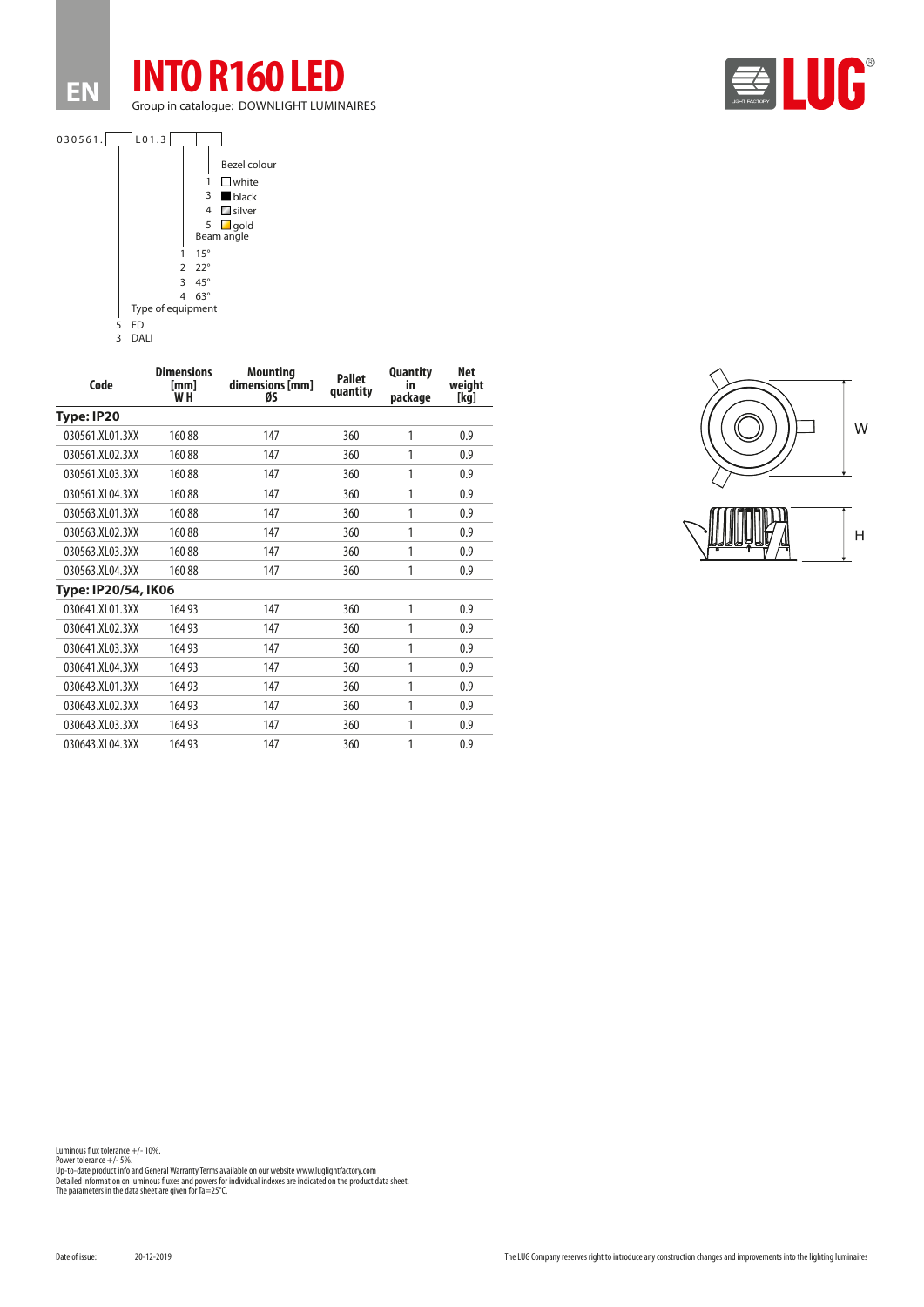EN

# INTO R160 LED

Group in catalogue: DOWNLIGHT LUMINAIRES

030561.[ ]L01.3[ ][ ]

Bezel colour
- 1 white
- 3 black
- 4 silver
- 5 gold

Beam angle
- 1 15°
- 2 22°
- 3 45°
- 4 63°

Type of equipment
- 5 ED
- 3 DALI

| Code | Dimensions [mm] W H | Mounting dimensions [mm] ØS | Pallet quantity | Quantity in package | Net weight [kg] |
|---|---|---|---|---|---|
| **Type: IP20** | | | | | |
| 030561.XL01.3XX | 160 88 | 147 | 360 | 1 | 0.9 |
| 030561.XL02.3XX | 160 88 | 147 | 360 | 1 | 0.9 |
| 030561.XL03.3XX | 160 88 | 147 | 360 | 1 | 0.9 |
| 030561.XL04.3XX | 160 88 | 147 | 360 | 1 | 0.9 |
| 030563.XL01.3XX | 160 88 | 147 | 360 | 1 | 0.9 |
| 030563.XL02.3XX | 160 88 | 147 | 360 | 1 | 0.9 |
| 030563.XL03.3XX | 160 88 | 147 | 360 | 1 | 0.9 |
| 030563.XL04.3XX | 160 88 | 147 | 360 | 1 | 0.9 |
| **Type: IP20/54, IK06** | | | | | |
| 030641.XL01.3XX | 164 93 | 147 | 360 | 1 | 0.9 |
| 030641.XL02.3XX | 164 93 | 147 | 360 | 1 | 0.9 |
| 030641.XL03.3XX | 164 93 | 147 | 360 | 1 | 0.9 |
| 030641.XL04.3XX | 164 93 | 147 | 360 | 1 | 0.9 |
| 030643.XL01.3XX | 164 93 | 147 | 360 | 1 | 0.9 |
| 030643.XL02.3XX | 164 93 | 147 | 360 | 1 | 0.9 |
| 030643.XL03.3XX | 164 93 | 147 | 360 | 1 | 0.9 |
| 030643.XL04.3XX | 164 93 | 147 | 360 | 1 | 0.9 |

W

H

Luminous flux tolerance +/- 10%.
Power tolerance +/- 5%.
Up-to-date product info and General Warranty Terms available on our website www.luglightfactory.com
Detailed information on luminous fluxes and powers for individual indexes are indicated on the product data sheet.
The parameters in the data sheet are given for Ta=25°C.

Date of issue: 20-12-2019

The LUG Company reserves right to introduce any construction changes and improvements into the lighting luminaires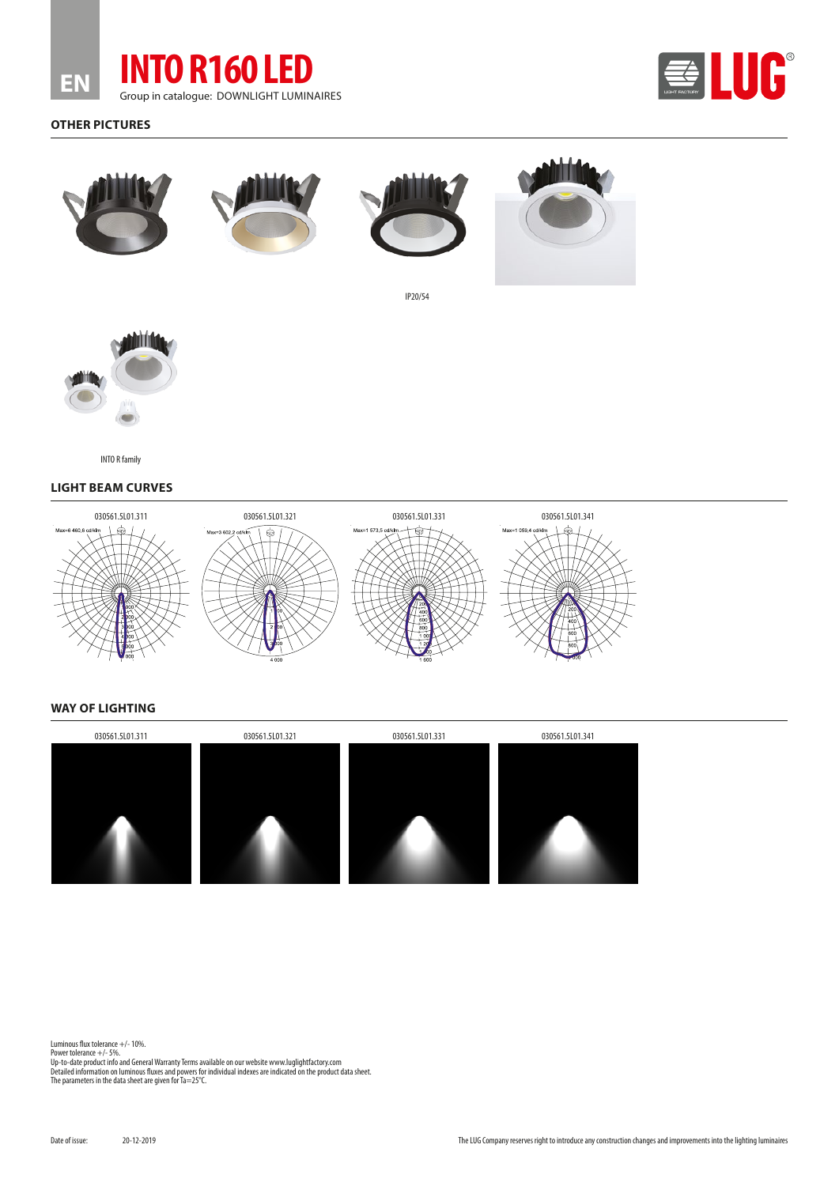# INTO R160 LED

Group in catalogue: DOWNLIGHT LUMINAIRES

## OTHER PICTURES

IP20/54

INTO R family

## LIGHT BEAM CURVES

030561.5L01.311

Max=6 460,6 cd/klm

030561.5L01.321

Max=3 602,2 cd/klm

030561.5L01.331

Max=1 573,5 cd/klm

030561.5L01.341

Max=1 059,4 cd/klm

## WAY OF LIGHTING

030561.5L01.311

030561.5L01.321

030561.5L01.331

030561.5L01.341

Luminous flux tolerance +/- 10%.
Power tolerance +/- 5%.
Up-to-date product info and General Warranty Terms available on our website www.luglightfactory.com
Detailed information on luminous fluxes and powers for individual indexes are indicated on the product data sheet.
The parameters in the data sheet are given for Ta=25°C.

Date of issue: 20-12-2019

The LUG Company reserves right to introduce any construction changes and improvements into the lighting luminaires